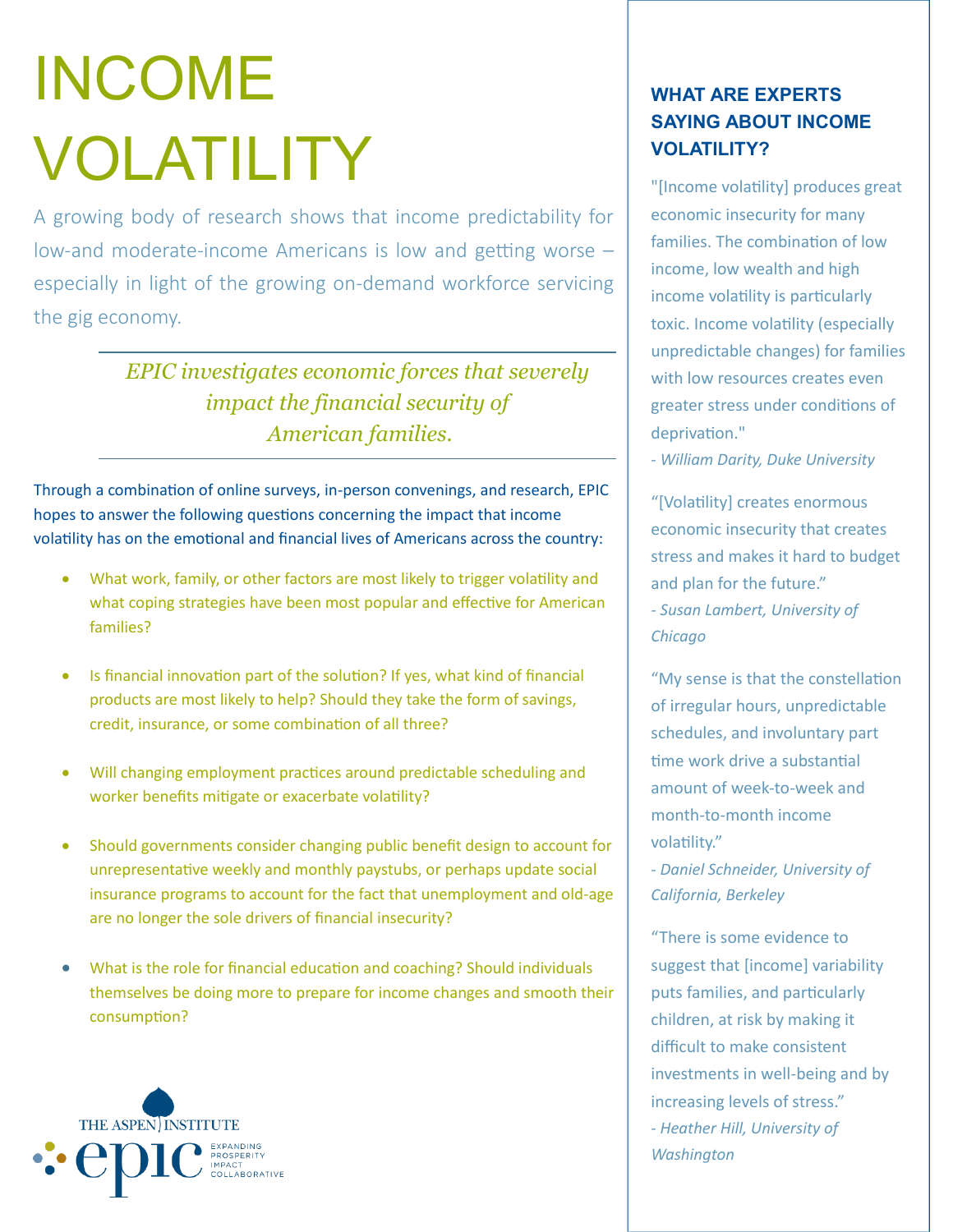# INCOME VOLATILITY

A growing body of research shows that income predictability for low-and moderate-income Americans is low and getting worse – especially in light of the growing on-demand workforce servicing the gig economy.

*EPIC investigates economic forces that severely impact the financial security of American families.*

Through a combination of online surveys, in-person convenings, and research, EPIC hopes to answer the following questions concerning the impact that income volatility has on the emotional and financial lives of Americans across the country:

- What work, family, or other factors are most likely to trigger volatility and what coping strategies have been most popular and effective for American families?
- Is financial innovation part of the solution? If yes, what kind of financial products are most likely to help? Should they take the form of savings, credit, insurance, or some combination of all three?
- Will changing employment practices around predictable scheduling and worker benefits mitigate or exacerbate volatility?
- Should governments consider changing public benefit design to account for unrepresentative weekly and monthly paystubs, or perhaps update social insurance programs to account for the fact that unemployment and old-age are no longer the sole drivers of financial insecurity?
- What is the role for financial education and coaching? Should individuals themselves be doing more to prepare for income changes and smooth their consumption?

THE ASPEN INSTITUTE
epic EXPANDING PROSPERITY IMPACT COLLABORATIVE

## WHAT ARE EXPERTS SAYING ABOUT INCOME VOLATILITY?

"[Income volatility] produces great economic insecurity for many families. The combination of low income, low wealth and high income volatility is particularly toxic. Income volatility (especially unpredictable changes) for families with low resources creates even greater stress under conditions of deprivation."
*- William Darity, Duke University*

"[Volatility] creates enormous economic insecurity that creates stress and makes it hard to budget and plan for the future."
*- Susan Lambert, University of Chicago*

"My sense is that the constellation of irregular hours, unpredictable schedules, and involuntary part time work drive a substantial amount of week-to-week and month-to-month income volatility."
*- Daniel Schneider, University of California, Berkeley*

"There is some evidence to suggest that [income] variability puts families, and particularly children, at risk by making it difficult to make consistent investments in well-being and by increasing levels of stress."
*- Heather Hill, University of Washington*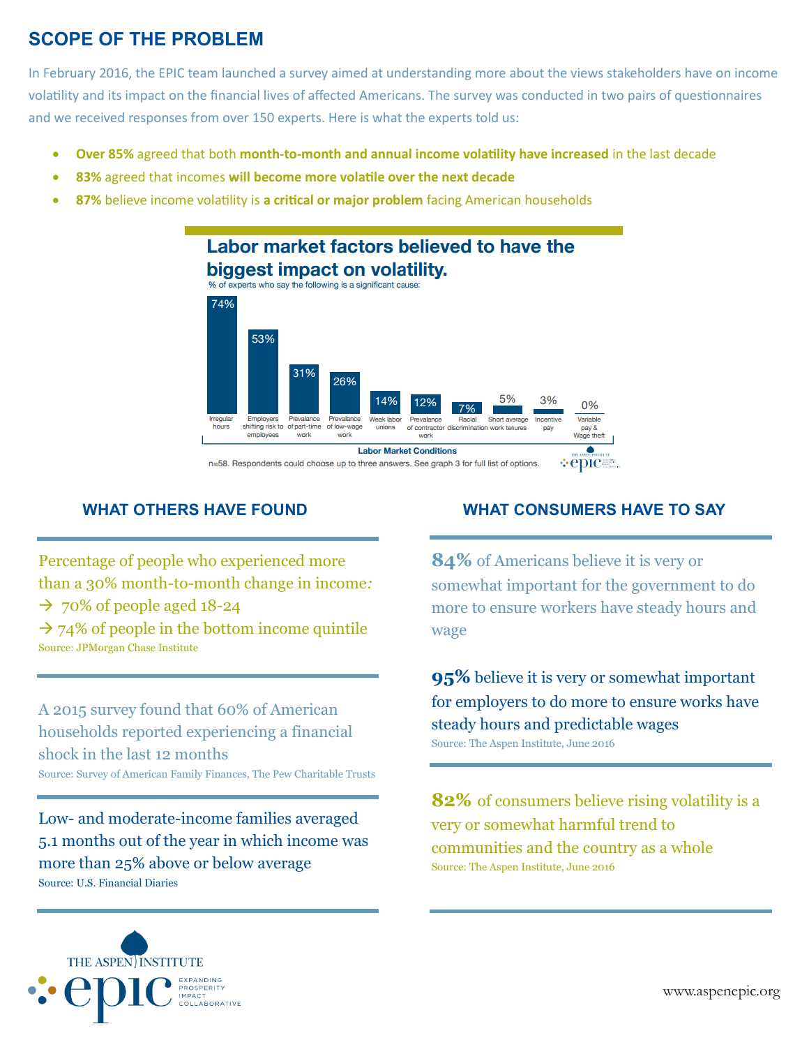## SCOPE OF THE PROBLEM

In February 2016, the EPIC team launched a survey aimed at understanding more about the views stakeholders have on income volatility and its impact on the financial lives of affected Americans. The survey was conducted in two pairs of questionnaires and we received responses from over 150 experts. Here is what the experts told us:

- **Over 85%** agreed that both **month-to-month and annual income volatility have increased** in the last decade
- **83%** agreed that incomes **will become more volatile over the next decade**
- **87%** believe income volatility is **a critical or major problem** facing American households

### Labor market factors believed to have the biggest impact on volatility.

% of experts who say the following is a significant cause:

74% Irregular hours
53% Employers shifting risk to employees
31% Prevalance of part-time work
26% Prevalance of low-wage work
14% Weak labor unions
12% Prevalance of contractor work
7% Racial discrimination
5% Short average work tenures
3% Incentive pay
0% Variable pay & Wage theft

Labor Market Conditions

n=58. Respondents could choose up to three answers. See graph 3 for full list of options.

### WHAT OTHERS HAVE FOUND

Percentage of people who experienced more than a 30% month-to-month change in income:
→ 70% of people aged 18-24
→ 74% of people in the bottom income quintile
Source: JPMorgan Chase Institute

A 2015 survey found that 60% of American households reported experiencing a financial shock in the last 12 months
Source: Survey of American Family Finances, The Pew Charitable Trusts

Low- and moderate-income families averaged 5.1 months out of the year in which income was more than 25% above or below average
Source: U.S. Financial Diaries

### WHAT CONSUMERS HAVE TO SAY

**84%** of Americans believe it is very or somewhat important for the government to do more to ensure workers have steady hours and wage

**95%** believe it is very or somewhat important for employers to do more to ensure works have steady hours and predictable wages
Source: The Aspen Institute, June 2016

**82%** of consumers believe rising volatility is a very or somewhat harmful trend to communities and the country as a whole
Source: The Aspen Institute, June 2016

THE ASPEN INSTITUTE epic EXPANDING PROSPERITY IMPACT COLLABORATIVE

www.aspenepic.org